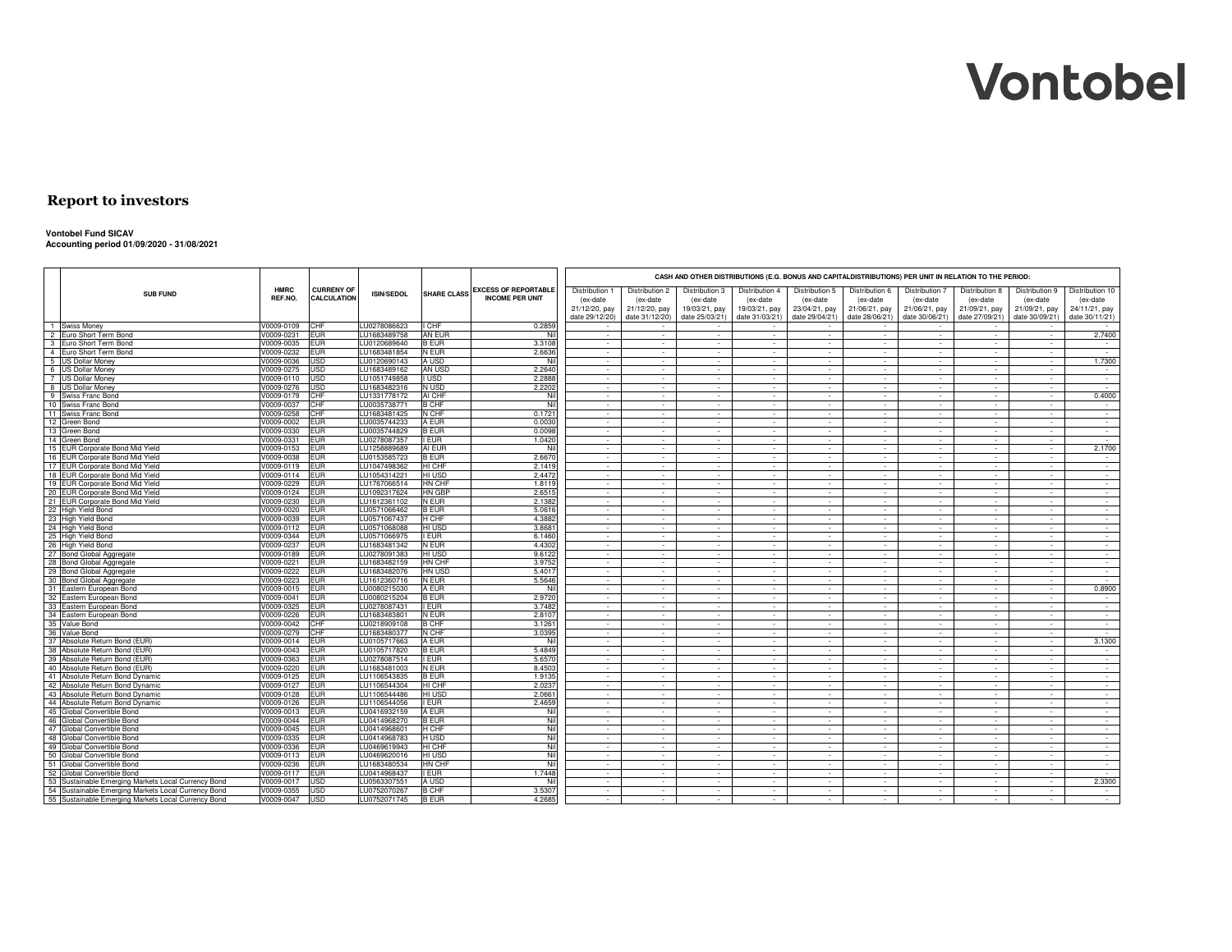# Vontobel

## Report to investors

**Vontobel Fund SICAV**
**Accounting period 01/09/2020 - 31/08/2021**

| | SUB FUND | HMRC REF.NO. | CURRENY OF CALCULATION | ISIN/SEDOL | SHARE CLASS | EXCESS OF REPORTABLE INCOME PER UNIT | CASH AND OTHER DISTRIBUTIONS (E.G. BONUS AND CAPITALDISTRIBUTIONS) PER UNIT IN RELATION TO THE PERIOD: | | | | | | | | | |
|---|---|---|---|---|---|---|---|---|---|---|---|---|---|---|---|---|
| | | | | | | | Distribution 1 (ex-date 21/12/20, pay date 29/12/20) | Distribution 2 (ex-date 21/12/20, pay date 31/12/20) | Distribution 3 (ex-date 19/03/21, pay date 25/03/21) | Distribution 4 (ex-date 19/03/21, pay date 31/03/21) | Distribution 5 (ex-date 23/04/21, pay date 29/04/21) | Distribution 6 (ex-date 21/06/21, pay date 28/06/21) | Distribution 7 (ex-date 21/06/21, pay date 30/06/21) | Distribution 8 (ex-date 21/09/21, pay date 27/09/21) | Distribution 9 (ex-date 21/09/21, pay date 30/09/21) | Distribution 10 (ex-date 24/11/21, pay date 30/11/21) |
| 1 | Swiss Money | V0009-0109 | CHF | LU0278086623 | I CHF | 0.2859 | - | - | - | - | - | - | - | - | - | - |
| 2 | Euro Short Term Bond | V0009-0231 | EUR | LU1683489758 | AN EUR | Nil | - | - | - | - | - | - | - | - | - | 2.7400 |
| 3 | Euro Short Term Bond | V0009-0035 | EUR | LU0120689640 | B EUR | 3.3108 | - | - | - | - | - | - | - | - | - | - |
| 4 | Euro Short Term Bond | V0009-0232 | EUR | LU1683481854 | N EUR | 2.6636 | - | - | - | - | - | - | - | - | - | - |
| 5 | US Dollar Money | V0009-0036 | USD | LU0120690143 | A USD | Nil | - | - | - | - | - | - | - | - | - | 1.7300 |
| 6 | US Dollar Money | V0009-0275 | USD | LU1683489162 | AN USD | 2.2640 | - | - | - | - | - | - | - | - | - | - |
| 7 | US Dollar Money | V0009-0110 | USD | LU1051749858 | I USD | 2.2888 | - | - | - | - | - | - | - | - | - | - |
| 8 | US Dollar Money | V0009-0276 | USD | LU1683482316 | N USD | 2.2202 | - | - | - | - | - | - | - | - | - | - |
| 9 | Swiss Franc Bond | V0009-0179 | CHF | LU1331778172 | AI CHF | Nil | - | - | - | - | - | - | - | - | - | 0.4000 |
| 10 | Swiss Franc Bond | V0009-0037 | CHF | LU0035738771 | B CHF | Nil | - | - | - | - | - | - | - | - | - | - |
| 11 | Swiss Franc Bond | V0009-0258 | CHF | LU1683481425 | N CHF | 0.1721 | - | - | - | - | - | - | - | - | - | - |
| 12 | Green Bond | V0009-0002 | EUR | LU0035744233 | A EUR | 0.0030 | - | - | - | - | - | - | - | - | - | - |
| 13 | Green Bond | V0009-0330 | EUR | LU0035744829 | B EUR | 0.0098 | - | - | - | - | - | - | - | - | - | - |
| 14 | Green Bond | V0009-0331 | EUR | LU0278087357 | I EUR | 1.0420 | - | - | - | - | - | - | - | - | - | - |
| 15 | EUR Corporate Bond Mid Yield | V0009-0153 | EUR | LU1258889689 | AI EUR | Nil | - | - | - | - | - | - | - | - | - | 2.1700 |
| 16 | EUR Corporate Bond Mid Yield | V0009-0038 | EUR | LU0153585723 | B EUR | 2.6670 | - | - | - | - | - | - | - | - | - | - |
| 17 | EUR Corporate Bond Mid Yield | V0009-0119 | EUR | LU1047498362 | HI CHF | 2.1419 | - | - | - | - | - | - | - | - | - | - |
| 18 | EUR Corporate Bond Mid Yield | V0009-0114 | EUR | LU1054314221 | HI USD | 2.4472 | - | - | - | - | - | - | - | - | - | - |
| 19 | EUR Corporate Bond Mid Yield | V0009-0229 | EUR | LU1767066514 | HN CHF | 1.8119 | - | - | - | - | - | - | - | - | - | - |
| 20 | EUR Corporate Bond Mid Yield | V0009-0124 | EUR | LU1092317624 | HN GBP | 2.6515 | - | - | - | - | - | - | - | - | - | - |
| 21 | EUR Corporate Bond Mid Yield | V0009-0230 | EUR | LU1612361102 | N EUR | 2.1382 | - | - | - | - | - | - | - | - | - | - |
| 22 | High Yield Bond | V0009-0020 | EUR | LU0571066462 | B EUR | 5.0616 | - | - | - | - | - | - | - | - | - | - |
| 23 | High Yield Bond | V0009-0039 | EUR | LU0571067437 | H CHF | 4.3882 | - | - | - | - | - | - | - | - | - | - |
| 24 | High Yield Bond | V0009-0112 | EUR | LU0571068088 | HI USD | 3.8681 | - | - | - | - | - | - | - | - | - | - |
| 25 | High Yield Bond | V0009-0344 | EUR | LU0571066975 | I EUR | 6.1460 | - | - | - | - | - | - | - | - | - | - |
| 26 | High Yield Bond | V0009-0237 | EUR | LU1683481342 | N EUR | 4.4302 | - | - | - | - | - | - | - | - | - | - |
| 27 | Bond Global Aggregate | V0009-0189 | EUR | LU0278091383 | HI USD | 9.6122 | - | - | - | - | - | - | - | - | - | - |
| 28 | Bond Global Aggregate | V0009-0221 | EUR | LU1683482159 | HN CHF | 3.9752 | - | - | - | - | - | - | - | - | - | - |
| 29 | Bond Global Aggregate | V0009-0222 | EUR | LU1683482076 | HN USD | 5.4017 | - | - | - | - | - | - | - | - | - | - |
| 30 | Bond Global Aggregate | V0009-0223 | EUR | LU1612360716 | N EUR | 5.5646 | - | - | - | - | - | - | - | - | - | - |
| 31 | Eastern European Bond | V0009-0015 | EUR | LU0080215030 | A EUR | Nil | - | - | - | - | - | - | - | - | - | 0.8900 |
| 32 | Eastern European Bond | V0009-0041 | EUR | LU0080215204 | B EUR | 2.9720 | - | - | - | - | - | - | - | - | - | - |
| 33 | Eastern European Bond | V0009-0325 | EUR | LU0278087431 | I EUR | 3.7482 | - | - | - | - | - | - | - | - | - | - |
| 34 | Eastern European Bond | V0009-0226 | EUR | LU1683483801 | N EUR | 2.8107 | - | - | - | - | - | - | - | - | - | - |
| 35 | Value Bond | V0009-0042 | CHF | LU0218909108 | B CHF | 3.1261 | - | - | - | - | - | - | - | - | - | - |
| 36 | Value Bond | V0009-0279 | CHF | LU1683480377 | N CHF | 3.0395 | - | - | - | - | - | - | - | - | - | - |
| 37 | Absolute Return Bond (EUR) | V0009-0014 | EUR | LU0105717663 | A EUR | Nil | - | - | - | - | - | - | - | - | - | 3.1300 |
| 38 | Absolute Return Bond (EUR) | V0009-0043 | EUR | LU0105717820 | B EUR | 5.4849 | - | - | - | - | - | - | - | - | - | - |
| 39 | Absolute Return Bond (EUR) | V0009-0363 | EUR | LU0278087514 | I EUR | 5.6570 | - | - | - | - | - | - | - | - | - | - |
| 40 | Absolute Return Bond (EUR) | V0009-0220 | EUR | LU1683481003 | N EUR | 8.4503 | - | - | - | - | - | - | - | - | - | - |
| 41 | Absolute Return Bond Dynamic | V0009-0125 | EUR | LU1106543835 | B EUR | 1.9135 | - | - | - | - | - | - | - | - | - | - |
| 42 | Absolute Return Bond Dynamic | V0009-0127 | EUR | LU1106544304 | HI CHF | 2.0237 | - | - | - | - | - | - | - | - | - | - |
| 43 | Absolute Return Bond Dynamic | V0009-0128 | EUR | LU1106544486 | HI USD | 2.0661 | - | - | - | - | - | - | - | - | - | - |
| 44 | Absolute Return Bond Dynamic | V0009-0126 | EUR | LU1106544056 | I EUR | 2.4659 | - | - | - | - | - | - | - | - | - | - |
| 45 | Global Convertible Bond | V0009-0013 | EUR | LU0416932159 | A EUR | Nil | - | - | - | - | - | - | - | - | - | - |
| 46 | Global Convertible Bond | V0009-0044 | EUR | LU0414968270 | B EUR | Nil | - | - | - | - | - | - | - | - | - | - |
| 47 | Global Convertible Bond | V0009-0045 | EUR | LU0414968601 | H CHF | Nil | - | - | - | - | - | - | - | - | - | - |
| 48 | Global Convertible Bond | V0009-0335 | EUR | LU0414968783 | H USD | Nil | - | - | - | - | - | - | - | - | - | - |
| 49 | Global Convertible Bond | V0009-0336 | EUR | LU0469619943 | HI CHF | Nil | - | - | - | - | - | - | - | - | - | - |
| 50 | Global Convertible Bond | V0009-0113 | EUR | LU0469620016 | HI USD | Nil | - | - | - | - | - | - | - | - | - | - |
| 51 | Global Convertible Bond | V0009-0236 | EUR | LU1683480534 | HN CHF | Nil | - | - | - | - | - | - | - | - | - | - |
| 52 | Global Convertible Bond | V0009-0117 | EUR | LU0414968437 | I EUR | 1.7448 | - | - | - | - | - | - | - | - | - | - |
| 53 | Sustainable Emerging Markets Local Currency Bond | V0009-0017 | USD | LU0563307551 | A USD | Nil | - | - | - | - | - | - | - | - | - | 2.3300 |
| 54 | Sustainable Emerging Markets Local Currency Bond | V0009-0355 | USD | LU0752070267 | B CHF | 3.5307 | - | - | - | - | - | - | - | - | - | - |
| 55 | Sustainable Emerging Markets Local Currency Bond | V0009-0047 | USD | LU0752071745 | B EUR | 4.2685 | - | - | - | - | - | - | - | - | - | - |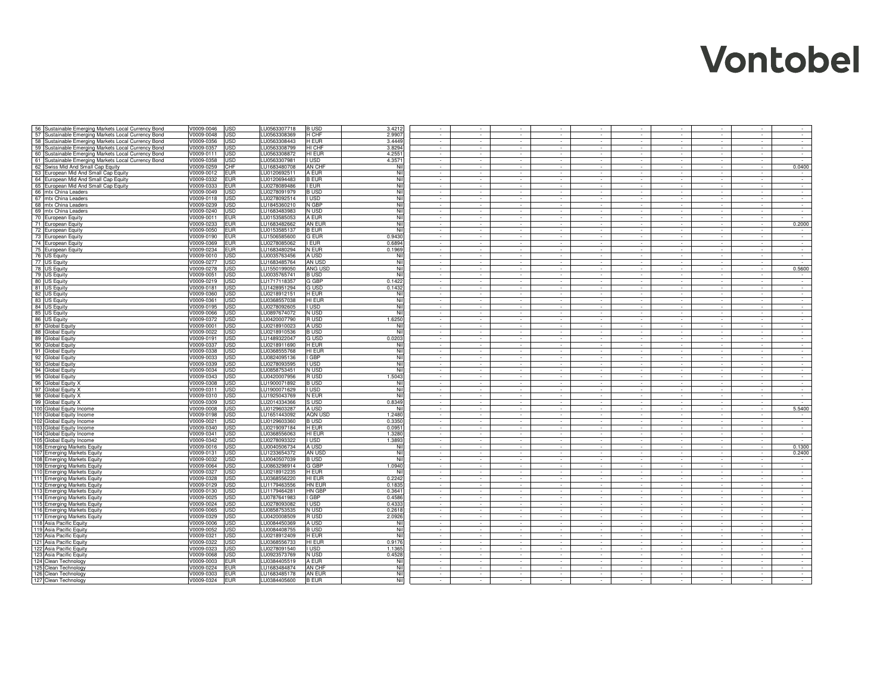| | | | | | | | | | | | | | | | | |
|---|---|---|---|---|---|---|---|---|---|---|---|---|---|---|---|---|
| 56 | Sustainable Emerging Markets Local Currency Bond | V0009-0046 | USD | LU0563307718 | B USD | 3.4212 | - | - | - | - | - | - | - | - | - | - |
| 57 | Sustainable Emerging Markets Local Currency Bond | V0009-0048 | USD | LU0563308369 | H CHF | 2.9907 | - | - | - | - | - | - | - | - | - | - |
| 58 | Sustainable Emerging Markets Local Currency Bond | V0009-0356 | USD | LU0563308443 | H EUR | 3.4449 | - | - | - | - | - | - | - | - | - | - |
| 59 | Sustainable Emerging Markets Local Currency Bond | V0009-0357 | USD | LU0563308799 | HI CHF | 3.8294 | - | - | - | - | - | - | - | - | - | - |
| 60 | Sustainable Emerging Markets Local Currency Bond | V0009-0111 | USD | LU0563308872 | HI EUR | 4.2551 | - | - | - | - | - | - | - | - | - | - |
| 61 | Sustainable Emerging Markets Local Currency Bond | V0009-0358 | USD | LU0563307981 | I USD | 4.3571 | - | - | - | - | - | - | - | - | - | - |
| 62 | Swiss Mid And Small Cap Equity | V0009-0259 | CHF | LU1683480708 | AN CHF | Nil | - | - | - | - | - | - | - | - | - | 0.0400 |
| 63 | European Mid And Small Cap Equity | V0009-0012 | EUR | LU0120692511 | A EUR | Nil | - | - | - | - | - | - | - | - | - | - |
| 64 | European Mid And Small Cap Equity | V0009-0332 | EUR | LU0120694483 | B EUR | Nil | - | - | - | - | - | - | - | - | - | - |
| 65 | European Mid And Small Cap Equity | V0009-0333 | EUR | LU0278089486 | I EUR | Nil | - | - | - | - | - | - | - | - | - | - |
| 66 | mtx China Leaders | V0009-0049 | USD | LU0278091979 | B USD | Nil | - | - | - | - | - | - | - | - | - | - |
| 67 | mtx China Leaders | V0009-0118 | USD | LU0278092514 | I USD | Nil | - | - | - | - | - | - | - | - | - | - |
| 68 | mtx China Leaders | V0009-0239 | USD | LU1845360210 | N GBP | Nil | - | - | - | - | - | - | - | - | - | - |
| 69 | mtx China Leaders | V0009-0240 | USD | LU1683483983 | N USD | Nil | - | - | - | - | - | - | - | - | - | - |
| 70 | European Equity | V0009-0011 | EUR | LU0153585053 | A EUR | Nil | - | - | - | - | - | - | - | - | - | - |
| 71 | European Equity | V0009-0233 | EUR | LU1683482662 | AN EUR | Nil | - | - | - | - | - | - | - | - | - | 0.2000 |
| 72 | European Equity | V0009-0050 | EUR | LU0153585137 | B EUR | Nil | - | - | - | - | - | - | - | - | - | - |
| 73 | European Equity | V0009-0190 | EUR | LU1506585600 | G EUR | 0.9430 | - | - | - | - | - | - | - | - | - | - |
| 74 | European Equity | V0009-0369 | EUR | LU0278085062 | I EUR | 0.6894 | - | - | - | - | - | - | - | - | - | - |
| 75 | European Equity | V0009-0234 | EUR | LU1683480294 | N EUR | 0.1969 | - | - | - | - | - | - | - | - | - | - |
| 76 | US Equity | V0009-0010 | USD | LU0035763456 | A USD | Nil | - | - | - | - | - | - | - | - | - | - |
| 77 | US Equity | V0009-0277 | USD | LU1683485764 | AN USD | Nil | - | - | - | - | - | - | - | - | - | - |
| 78 | US Equity | V0009-0278 | USD | LU1550199050 | ANG USD | Nil | - | - | - | - | - | - | - | - | - | 0.5600 |
| 79 | US Equity | V0009-0051 | USD | LU0035765741 | B USD | Nil | - | - | - | - | - | - | - | - | - | - |
| 80 | US Equity | V0009-0219 | USD | LU1717118357 | G GBP | 0.1422 | - | - | - | - | - | - | - | - | - | - |
| 81 | US Equity | V0009-0181 | USD | LU1428951294 | G USD | 0.1432 | - | - | - | - | - | - | - | - | - | - |
| 82 | US Equity | V0009-0360 | USD | LU0218912151 | H EUR | Nil | - | - | - | - | - | - | - | - | - | - |
| 83 | US Equity | V0009-0361 | USD | LU0368557038 | HI EUR | Nil | - | - | - | - | - | - | - | - | - | - |
| 84 | US Equity | V0009-0195 | USD | LU0278092605 | I USD | Nil | - | - | - | - | - | - | - | - | - | - |
| 85 | US Equity | V0009-0066 | USD | LU0897674072 | N USD | Nil | - | - | - | - | - | - | - | - | - | - |
| 86 | US Equity | V0009-0372 | USD | LU0420007790 | R USD | 1.6250 | - | - | - | - | - | - | - | - | - | - |
| 87 | Global Equity | V0009-0001 | USD | LU0218910023 | A USD | Nil | - | - | - | - | - | - | - | - | - | - |
| 88 | Global Equity | V0009-0022 | USD | LU0218910536 | B USD | Nil | - | - | - | - | - | - | - | - | - | - |
| 89 | Global Equity | V0009-0191 | USD | LU1489322047 | G USD | 0.0203 | - | - | - | - | - | - | - | - | - | - |
| 90 | Global Equity | V0009-0337 | USD | LU0218911690 | H EUR | Nil | - | - | - | - | - | - | - | - | - | - |
| 91 | Global Equity | V0009-0338 | USD | LU0368555768 | HI EUR | Nil | - | - | - | - | - | - | - | - | - | - |
| 92 | Global Equity | V0009-0033 | USD | LU0824095136 | I GBP | Nil | - | - | - | - | - | - | - | - | - | - |
| 93 | Global Equity | V0009-0339 | USD | LU0278093595 | I USD | Nil | - | - | - | - | - | - | - | - | - | - |
| 94 | Global Equity | V0009-0034 | USD | LU0858753451 | N USD | Nil | - | - | - | - | - | - | - | - | - | - |
| 95 | Global Equity | V0009-0343 | USD | LU0420007956 | R USD | 1.5043 | - | - | - | - | - | - | - | - | - | - |
| 96 | Global Equity X | V0009-0308 | USD | LU1900071892 | B USD | Nil | - | - | - | - | - | - | - | - | - | - |
| 97 | Global Equity X | V0009-0311 | USD | LU1900071629 | I USD | Nil | - | - | - | - | - | - | - | - | - | - |
| 98 | Global Equity X | V0009-0310 | USD | LU1925043769 | N EUR | Nil | - | - | - | - | - | - | - | - | - | - |
| 99 | Global Equity X | V0009-0309 | USD | LU2014334366 | S USD | 0.8349 | - | - | - | - | - | - | - | - | - | - |
| 100 | Global Equity Income | V0009-0008 | USD | LU0129603287 | A USD | Nil | - | - | - | - | - | - | - | - | - | 5.5400 |
| 101 | Global Equity Income | V0009-0198 | USD | LU1651443092 | AQN USD | 1.2480 | - | - | - | - | - | - | - | - | - | - |
| 102 | Global Equity Income | V0009-0021 | USD | LU0129603360 | B USD | 0.3350 | - | - | - | - | - | - | - | - | - | - |
| 103 | Global Equity Income | V0009-0340 | USD | LU0219097184 | H EUR | 0.0951 | - | - | - | - | - | - | - | - | - | - |
| 104 | Global Equity Income | V0009-0341 | USD | LU0368556063 | HI EUR | 1.3280 | - | - | - | - | - | - | - | - | - | - |
| 105 | Global Equity Income | V0009-0342 | USD | LU0278093322 | I USD | 1.3893 | - | - | - | - | - | - | - | - | - | - |
| 106 | Emerging Markets Equity | V0009-0016 | USD | LU0040506734 | A USD | Nil | - | - | - | - | - | - | - | - | - | 0.1300 |
| 107 | Emerging Markets Equity | V0009-0131 | USD | LU1233654372 | AN USD | Nil | - | - | - | - | - | - | - | - | - | 0.2400 |
| 108 | Emerging Markets Equity | V0009-0032 | USD | LU0040507039 | B USD | Nil | - | - | - | - | - | - | - | - | - | - |
| 109 | Emerging Markets Equity | V0009-0064 | USD | LU0863298914 | G GBP | 1.0940 | - | - | - | - | - | - | - | - | - | - |
| 110 | Emerging Markets Equity | V0009-0327 | USD | LU0218912235 | H EUR | Nil | - | - | - | - | - | - | - | - | - | - |
| 111 | Emerging Markets Equity | V0009-0328 | USD | LU0368556220 | HI EUR | 0.2242 | - | - | - | - | - | - | - | - | - | - |
| 112 | Emerging Markets Equity | V0009-0129 | USD | LU1179463556 | HN EUR | 0.1835 | - | - | - | - | - | - | - | - | - | - |
| 113 | Emerging Markets Equity | V0009-0130 | USD | LU1179464281 | HN GBP | 0.3641 | - | - | - | - | - | - | - | - | - | - |
| 114 | Emerging Markets Equity | V0009-0025 | USD | LU0787641983 | I GBP | 0.4586 | - | - | - | - | - | - | - | - | - | - |
| 115 | Emerging Markets Equity | V0009-0024 | USD | LU0278093082 | I USD | 0.4333 | - | - | - | - | - | - | - | - | - | - |
| 116 | Emerging Markets Equity | V0009-0065 | USD | LU0858753535 | N USD | 0.2618 | - | - | - | - | - | - | - | - | - | - |
| 117 | Emerging Markets Equity | V0009-0329 | USD | LU0420008509 | R USD | 2.0926 | - | - | - | - | - | - | - | - | - | - |
| 118 | Asia Pacific Equity | V0009-0006 | USD | LU0084450369 | A USD | Nil | - | - | - | - | - | - | - | - | - | - |
| 119 | Asia Pacific Equity | V0009-0052 | USD | LU0084408755 | B USD | Nil | - | - | - | - | - | - | - | - | - | - |
| 120 | Asia Pacific Equity | V0009-0321 | USD | LU0218912409 | H EUR | Nil | - | - | - | - | - | - | - | - | - | - |
| 121 | Asia Pacific Equity | V0009-0322 | USD | LU0368556733 | HI EUR | 0.9176 | - | - | - | - | - | - | - | - | - | - |
| 122 | Asia Pacific Equity | V0009-0323 | USD | LU0278091540 | I USD | 1.1365 | - | - | - | - | - | - | - | - | - | - |
| 123 | Asia Pacific Equity | V0009-0068 | USD | LU0923573769 | N USD | 0.4528 | - | - | - | - | - | - | - | - | - | - |
| 124 | Clean Technology | V0009-0003 | EUR | LU0384405519 | A EUR | Nil | - | - | - | - | - | - | - | - | - | - |
| 125 | Clean Technology | V0009-0224 | EUR | LU1683484874 | AN CHF | Nil | - | - | - | - | - | - | - | - | - | - |
| 126 | Clean Technology | V0009-0303 | EUR | LU1683485178 | AN EUR | Nil | - | - | - | - | - | - | - | - | - | - |
| 127 | Clean Technology | V0009-0324 | EUR | LU0384405600 | B EUR | Nil | - | - | - | - | - | - | - | - | - | - |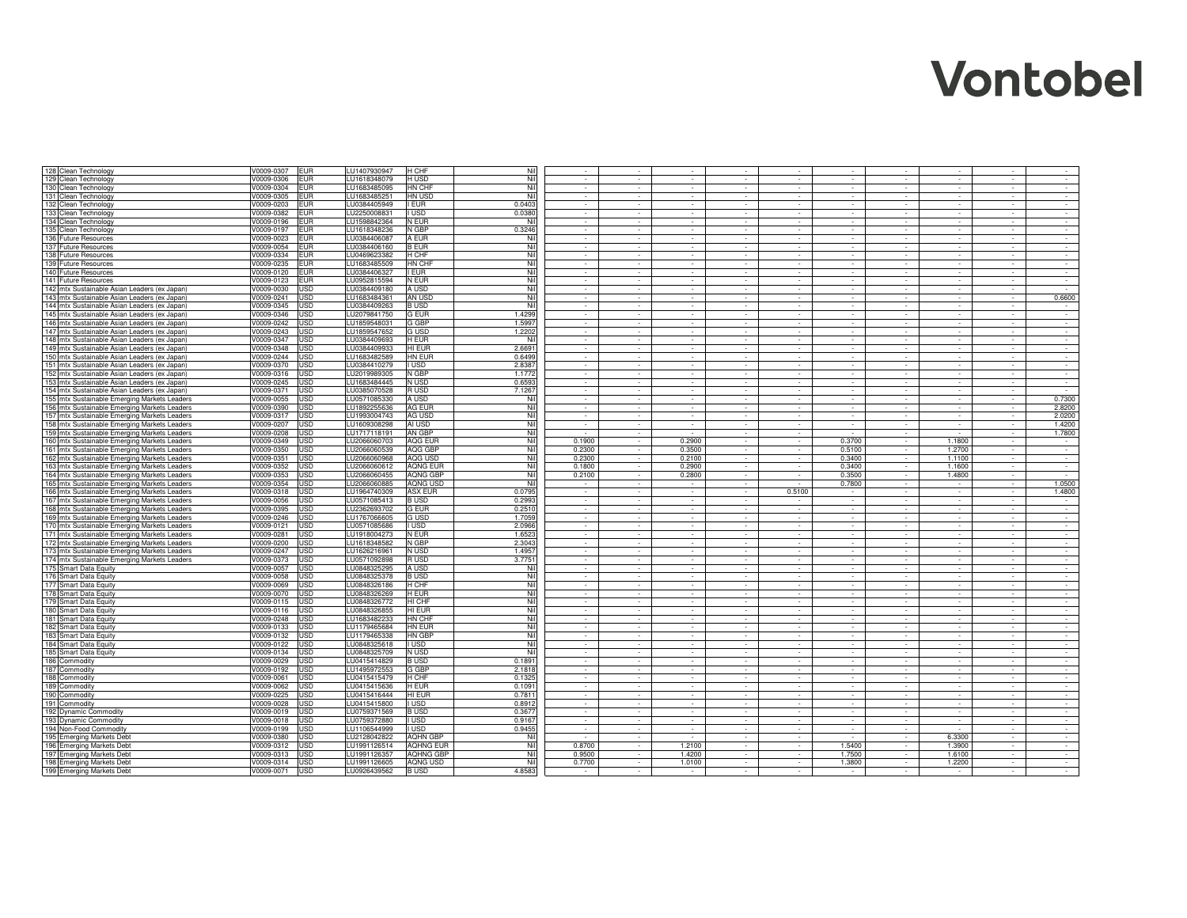| | | | | | | | | | | | | | | | | |
|---|---|---|---|---|---|---|---|---|---|---|---|---|---|---|---|---|
| 128 | Clean Technology | V0009-0307 | EUR | LU1407930947 | H CHF | Nil | - | - | - | - | - | - | - | - | - | - |
| 129 | Clean Technology | V0009-0306 | EUR | LU1618348079 | H USD | Nil | - | - | - | - | - | - | - | - | - | - |
| 130 | Clean Technology | V0009-0304 | EUR | LU1683485095 | HN CHF | Nil | - | - | - | - | - | - | - | - | - | - |
| 131 | Clean Technology | V0009-0305 | EUR | LU1683485251 | HN USD | Nil | - | - | - | - | - | - | - | - | - | - |
| 132 | Clean Technology | V0009-0203 | EUR | LU0384405949 | I EUR | 0.0403 | - | - | - | - | - | - | - | - | - | - |
| 133 | Clean Technology | V0009-0382 | EUR | LU2250008831 | I USD | 0.0380 | - | - | - | - | - | - | - | - | - | - |
| 134 | Clean Technology | V0009-0196 | EUR | LU1598842364 | N EUR | Nil | - | - | - | - | - | - | - | - | - | - |
| 135 | Clean Technology | V0009-0197 | EUR | LU1618348236 | N GBP | 0.3246 | - | - | - | - | - | - | - | - | - | - |
| 136 | Future Resources | V0009-0023 | EUR | LU0384406087 | A EUR | Nil | - | - | - | - | - | - | - | - | - | - |
| 137 | Future Resources | V0009-0054 | EUR | LU0384406160 | B EUR | Nil | - | - | - | - | - | - | - | - | - | - |
| 138 | Future Resources | V0009-0334 | EUR | LU0469623382 | H CHF | Nil | - | - | - | - | - | - | - | - | - | - |
| 139 | Future Resources | V0009-0235 | EUR | LU1683485509 | HN CHF | Nil | - | - | - | - | - | - | - | - | - | - |
| 140 | Future Resources | V0009-0120 | EUR | LU0384406327 | I EUR | Nil | - | - | - | - | - | - | - | - | - | - |
| 141 | Future Resources | V0009-0123 | EUR | LU0952815594 | N EUR | Nil | - | - | - | - | - | - | - | - | - | - |
| 142 | mtx Sustainable Asian Leaders (ex Japan) | V0009-0030 | USD | LU0384409180 | A USD | Nil | - | - | - | - | - | - | - | - | - | - |
| 143 | mtx Sustainable Asian Leaders (ex Japan) | V0009-0241 | USD | LU1683484361 | AN USD | Nil | - | - | - | - | - | - | - | - | - | 0.6600 |
| 144 | mtx Sustainable Asian Leaders (ex Japan) | V0009-0345 | USD | LU0384409263 | B USD | Nil | - | - | - | - | - | - | - | - | - | - |
| 145 | mtx Sustainable Asian Leaders (ex Japan) | V0009-0346 | USD | LU2079841750 | G EUR | 1.4299 | - | - | - | - | - | - | - | - | - | - |
| 146 | mtx Sustainable Asian Leaders (ex Japan) | V0009-0242 | USD | LU1859548031 | G GBP | 1.5997 | - | - | - | - | - | - | - | - | - | - |
| 147 | mtx Sustainable Asian Leaders (ex Japan) | V0009-0243 | USD | LU1859547652 | G USD | 1.2202 | - | - | - | - | - | - | - | - | - | - |
| 148 | mtx Sustainable Asian Leaders (ex Japan) | V0009-0347 | USD | LU0384409693 | H EUR | Nil | - | - | - | - | - | - | - | - | - | - |
| 149 | mtx Sustainable Asian Leaders (ex Japan) | V0009-0348 | USD | LU0384409933 | HI EUR | 2.6691 | - | - | - | - | - | - | - | - | - | - |
| 150 | mtx Sustainable Asian Leaders (ex Japan) | V0009-0244 | USD | LU1683482589 | HN EUR | 0.6499 | - | - | - | - | - | - | - | - | - | - |
| 151 | mtx Sustainable Asian Leaders (ex Japan) | V0009-0370 | USD | LU0384410279 | I USD | 2.8387 | - | - | - | - | - | - | - | - | - | - |
| 152 | mtx Sustainable Asian Leaders (ex Japan) | V0009-0316 | USD | LU2019989305 | N GBP | 1.1772 | - | - | - | - | - | - | - | - | - | - |
| 153 | mtx Sustainable Asian Leaders (ex Japan) | V0009-0245 | USD | LU1683484445 | N USD | 0.6593 | - | - | - | - | - | - | - | - | - | - |
| 154 | mtx Sustainable Asian Leaders (ex Japan) | V0009-0371 | USD | LU0385070528 | R USD | 7.1267 | - | - | - | - | - | - | - | - | - | - |
| 155 | mtx Sustainable Emerging Markets Leaders | V0009-0055 | USD | LU0571085330 | A USD | Nil | - | - | - | - | - | - | - | - | - | 0.7300 |
| 156 | mtx Sustainable Emerging Markets Leaders | V0009-0390 | USD | LU1892255636 | AG EUR | Nil | - | - | - | - | - | - | - | - | - | 2.8200 |
| 157 | mtx Sustainable Emerging Markets Leaders | V0009-0317 | USD | LU1993004743 | AG USD | Nil | - | - | - | - | - | - | - | - | - | 2.0200 |
| 158 | mtx Sustainable Emerging Markets Leaders | V0009-0207 | USD | LU1609308298 | AI USD | Nil | - | - | - | - | - | - | - | - | - | 1.4200 |
| 159 | mtx Sustainable Emerging Markets Leaders | V0009-0208 | USD | LU1717118191 | AN GBP | Nil | - | - | - | - | - | - | - | - | - | 1.7800 |
| 160 | mtx Sustainable Emerging Markets Leaders | V0009-0349 | USD | LU2066060703 | AQG EUR | Nil | 0.1900 | - | 0.2900 | - | - | 0.3700 | - | 1.1800 | - | - |
| 161 | mtx Sustainable Emerging Markets Leaders | V0009-0350 | USD | LU2066060539 | AQG GBP | Nil | 0.2300 | - | 0.3500 | - | - | 0.5100 | - | 1.2700 | - | - |
| 162 | mtx Sustainable Emerging Markets Leaders | V0009-0351 | USD | LU2066060968 | AQG USD | Nil | 0.2300 | - | 0.2100 | - | - | 0.3400 | - | 1.1100 | - | - |
| 163 | mtx Sustainable Emerging Markets Leaders | V0009-0352 | USD | LU2066060612 | AQNG EUR | Nil | 0.1800 | - | 0.2900 | - | - | 0.3400 | - | 1.1600 | - | - |
| 164 | mtx Sustainable Emerging Markets Leaders | V0009-0353 | USD | LU2066060455 | AQNG GBP | Nil | 0.2100 | - | 0.2800 | - | - | 0.3500 | - | 1.4800 | - | - |
| 165 | mtx Sustainable Emerging Markets Leaders | V0009-0354 | USD | LU2066060885 | AQNG USD | Nil | - | - | - | - | - | 0.7800 | - | - | - | 1.0500 |
| 166 | mtx Sustainable Emerging Markets Leaders | V0009-0318 | USD | LU1964740309 | ASX EUR | 0.0795 | - | - | - | - | 0.5100 | - | - | - | - | 1.4800 |
| 167 | mtx Sustainable Emerging Markets Leaders | V0009-0056 | USD | LU0571085413 | B USD | 0.2993 | - | - | - | - | - | - | - | - | - | - |
| 168 | mtx Sustainable Emerging Markets Leaders | V0009-0395 | USD | LU2362693702 | G EUR | 0.2510 | - | - | - | - | - | - | - | - | - | - |
| 169 | mtx Sustainable Emerging Markets Leaders | V0009-0246 | USD | LU1767066605 | G USD | 1.7059 | - | - | - | - | - | - | - | - | - | - |
| 170 | mtx Sustainable Emerging Markets Leaders | V0009-0121 | USD | LU0571085686 | I USD | 2.0966 | - | - | - | - | - | - | - | - | - | - |
| 171 | mtx Sustainable Emerging Markets Leaders | V0009-0281 | USD | LU1918004273 | N EUR | 1.6523 | - | - | - | - | - | - | - | - | - | - |
| 172 | mtx Sustainable Emerging Markets Leaders | V0009-0200 | USD | LU1618348582 | N GBP | 2.3043 | - | - | - | - | - | - | - | - | - | - |
| 173 | mtx Sustainable Emerging Markets Leaders | V0009-0247 | USD | LU1626216961 | N USD | 1.4957 | - | - | - | - | - | - | - | - | - | - |
| 174 | mtx Sustainable Emerging Markets Leaders | V0009-0373 | USD | LU0571092898 | R USD | 3.7751 | - | - | - | - | - | - | - | - | - | - |
| 175 | Smart Data Equity | V0009-0057 | USD | LU0848325295 | A USD | Nil | - | - | - | - | - | - | - | - | - | - |
| 176 | Smart Data Equity | V0009-0058 | USD | LU0848325378 | B USD | Nil | - | - | - | - | - | - | - | - | - | - |
| 177 | Smart Data Equity | V0009-0069 | USD | LU0848326186 | H CHF | Nil | - | - | - | - | - | - | - | - | - | - |
| 178 | Smart Data Equity | V0009-0070 | USD | LU0848326269 | H EUR | Nil | - | - | - | - | - | - | - | - | - | - |
| 179 | Smart Data Equity | V0009-0115 | USD | LU0848326772 | HI CHF | Nil | - | - | - | - | - | - | - | - | - | - |
| 180 | Smart Data Equity | V0009-0116 | USD | LU0848326855 | HI EUR | Nil | - | - | - | - | - | - | - | - | - | - |
| 181 | Smart Data Equity | V0009-0248 | USD | LU1683482233 | HN CHF | Nil | - | - | - | - | - | - | - | - | - | - |
| 182 | Smart Data Equity | V0009-0133 | USD | LU1179465684 | HN EUR | Nil | - | - | - | - | - | - | - | - | - | - |
| 183 | Smart Data Equity | V0009-0132 | USD | LU1179465338 | HN GBP | Nil | - | - | - | - | - | - | - | - | - | - |
| 184 | Smart Data Equity | V0009-0122 | USD | LU0848325618 | I USD | Nil | - | - | - | - | - | - | - | - | - | - |
| 185 | Smart Data Equity | V0009-0134 | USD | LU0848325709 | N USD | Nil | - | - | - | - | - | - | - | - | - | - |
| 186 | Commodity | V0009-0029 | USD | LU0415414829 | B USD | 0.1891 | - | - | - | - | - | - | - | - | - | - |
| 187 | Commodity | V0009-0192 | USD | LU1495972553 | G GBP | 2.1818 | - | - | - | - | - | - | - | - | - | - |
| 188 | Commodity | V0009-0061 | USD | LU0415415479 | H CHF | 0.1325 | - | - | - | - | - | - | - | - | - | - |
| 189 | Commodity | V0009-0062 | USD | LU0415415636 | H EUR | 0.1091 | - | - | - | - | - | - | - | - | - | - |
| 190 | Commodity | V0009-0225 | USD | LU0415416444 | HI EUR | 0.7811 | - | - | - | - | - | - | - | - | - | - |
| 191 | Commodity | V0009-0028 | USD | LU0415415800 | I USD | 0.8912 | - | - | - | - | - | - | - | - | - | - |
| 192 | Dynamic Commodity | V0009-0019 | USD | LU0759371569 | B USD | 0.3677 | - | - | - | - | - | - | - | - | - | - |
| 193 | Dynamic Commodity | V0009-0018 | USD | LU0759372880 | I USD | 0.9167 | - | - | - | - | - | - | - | - | - | - |
| 194 | Non-Food Commodity | V0009-0199 | USD | LU1106544999 | I USD | 0.9455 | - | - | - | - | - | - | - | - | - | - |
| 195 | Emerging Markets Debt | V0009-0380 | USD | LU2128042822 | AQHN GBP | Nil | - | - | - | - | - | - | - | 6.3300 | - | - |
| 196 | Emerging Markets Debt | V0009-0312 | USD | LU1991126514 | AQHNG EUR | Nil | 0.8700 | - | 1.2100 | - | - | 1.5400 | - | 1.3900 | - | - |
| 197 | Emerging Markets Debt | V0009-0313 | USD | LU1991126357 | AQHNG GBP | Nil | 0.9500 | - | 1.4200 | - | - | 1.7500 | - | 1.6100 | - | - |
| 198 | Emerging Markets Debt | V0009-0314 | USD | LU1991126605 | AQNG USD | Nil | 0.7700 | - | 1.0100 | - | - | 1.3800 | - | 1.2200 | - | - |
| 199 | Emerging Markets Debt | V0009-0071 | USD | LU0926439562 | B USD | 4.8583 | - | - | - | - | - | - | - | - | - | - |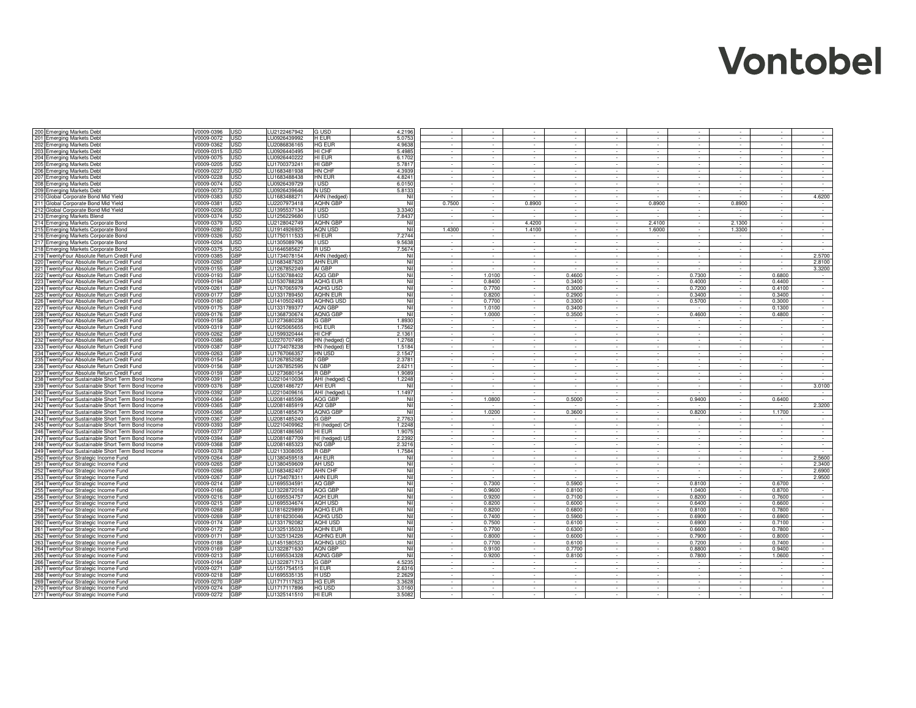| | | | | | | | | | | | | | | | | |
|---|---|---|---|---|---|---|---|---|---|---|---|---|---|---|---|---|
| 200 | Emerging Markets Debt | V0009-0396 | USD | LU2122467942 | G USD | 4.2196 | - | - | - | - | - | - | - | - | - | - |
| 201 | Emerging Markets Debt | V0009-0072 | USD | LU0926439992 | H EUR | 5.0753 | - | - | - | - | - | - | - | - | - | - |
| 202 | Emerging Markets Debt | V0009-0362 | USD | LU2086836165 | HG EUR | 4.9638 | - | - | - | - | - | - | - | - | - | - |
| 203 | Emerging Markets Debt | V0009-0315 | USD | LU0926440495 | HI CHF | 5.4985 | - | - | - | - | - | - | - | - | - | - |
| 204 | Emerging Markets Debt | V0009-0075 | USD | LU0926440222 | HI EUR | 6.1702 | - | - | - | - | - | - | - | - | - | - |
| 205 | Emerging Markets Debt | V0009-0205 | USD | LU1700373241 | HI GBP | 5.7817 | - | - | - | - | - | - | - | - | - | - |
| 206 | Emerging Markets Debt | V0009-0227 | USD | LU1683481938 | HN CHF | 4.3939 | - | - | - | - | - | - | - | - | - | - |
| 207 | Emerging Markets Debt | V0009-0228 | USD | LU1683488438 | HN EUR | 4.8241 | - | - | - | - | - | - | - | - | - | - |
| 208 | Emerging Markets Debt | V0009-0074 | USD | LU0926439729 | I USD | 6.0150 | - | - | - | - | - | - | - | - | - | - |
| 209 | Emerging Markets Debt | V0009-0073 | USD | LU0926439646 | N USD | 5.8133 | - | - | - | - | - | - | - | - | - | - |
| 210 | Global Corporate Bond Mid Yield | V0009-0383 | USD | LU1683488271 | AHN (hedged) | Nil | - | - | - | - | - | - | - | - | - | 4.6200 |
| 211 | Global Corporate Bond Mid Yield | V0009-0381 | USD | LU2207973418 | AQHN GBP | Nil | 0.7500 | - | 0.8900 | - | - | 0.8900 | - | 0.8900 | - | - |
| 212 | Global Corporate Bond Mid Yield | V0009-0206 | USD | LU1395537134 | I USD | 3.3340 | - | - | - | - | - | - | - | - | - | - |
| 213 | Emerging Markets Blend | V0009-0374 | USD | LU1256229680 | I USD | 7.8437 | - | - | - | - | - | - | - | - | - | - |
| 214 | Emerging Markets Corporate Bond | V0009-0379 | USD | LU2128042749 | AQHN GBP | Nil | - | - | 4.4200 | - | - | 2.4100 | - | 2.1300 | - | - |
| 215 | Emerging Markets Corporate Bond | V0009-0280 | USD | LU1914926925 | AQN USD | Nil | 1.4300 | - | 1.4100 | - | - | 1.6000 | - | 1.3300 | - | - |
| 216 | Emerging Markets Corporate Bond | V0009-0326 | USD | LU1750111533 | HI EUR | 7.2744 | - | - | - | - | - | - | - | - | - | - |
| 217 | Emerging Markets Corporate Bond | V0009-0204 | USD | LU1305089796 | I USD | 9.5638 | - | - | - | - | - | - | - | - | - | - |
| 218 | Emerging Markets Corporate Bond | V0009-0375 | USD | LU1646585627 | R USD | 7.5674 | - | - | - | - | - | - | - | - | - | - |
| 219 | TwentyFour Absolute Return Credit Fund | V0009-0385 | GBP | LU1734078154 | AHN (hedged) | Nil | - | - | - | - | - | - | - | - | - | 2.5700 |
| 220 | TwentyFour Absolute Return Credit Fund | V0009-0260 | GBP | LU1683487620 | AHN EUR | Nil | - | - | - | - | - | - | - | - | - | 2.8100 |
| 221 | TwentyFour Absolute Return Credit Fund | V0009-0155 | GBP | LU1267852249 | AI GBP | Nil | - | - | - | - | - | - | - | - | - | 3.3200 |
| 222 | TwentyFour Absolute Return Credit Fund | V0009-0193 | GBP | LU1530788402 | AQG GBP | Nil | - | 1.0100 | - | 0.4600 | - | - | 0.7300 | - | 0.6800 | - |
| 223 | TwentyFour Absolute Return Credit Fund | V0009-0194 | GBP | LU1530788238 | AQHG EUR | Nil | - | 0.8400 | - | 0.3400 | - | - | 0.4000 | - | 0.4400 | - |
| 224 | TwentyFour Absolute Return Credit Fund | V0009-0261 | GBP | LU1767065979 | AQHG USD | Nil | - | 0.7700 | - | 0.3000 | - | - | 0.7200 | - | 0.4100 | - |
| 225 | TwentyFour Absolute Return Credit Fund | V0009-0177 | GBP | LU1331789450 | AQHN EUR | Nil | - | 0.8200 | - | 0.2900 | - | - | 0.3400 | - | 0.3400 | - |
| 226 | TwentyFour Absolute Return Credit Fund | V0009-0180 | GBP | LU1410502493 | AQHNG USD | Nil | - | 0.7700 | - | 0.3300 | - | - | 0.5700 | - | 0.3000 | - |
| 227 | TwentyFour Absolute Return Credit Fund | V0009-0175 | GBP | LU1331789377 | AQN GBP | Nil | - | 1.0100 | - | 0.3400 | - | - | - | - | 0.1300 | - |
| 228 | TwentyFour Absolute Return Credit Fund | V0009-0176 | GBP | LU1368730674 | AQNG GBP | Nil | - | 1.0000 | - | 0.3500 | - | - | 0.4600 | - | 0.4800 | - |
| 229 | TwentyFour Absolute Return Credit Fund | V0009-0158 | GBP | LU1273680238 | G GBP | 1.8930 | - | - | - | - | - | - | - | - | - | - |
| 230 | TwentyFour Absolute Return Credit Fund | V0009-0319 | GBP | LU1925065655 | HG EUR | 1.7562 | - | - | - | - | - | - | - | - | - | - |
| 231 | TwentyFour Absolute Return Credit Fund | V0009-0262 | GBP | LU1599320444 | HI CHF | 2.1361 | - | - | - | - | - | - | - | - | - | - |
| 232 | TwentyFour Absolute Return Credit Fund | V0009-0386 | GBP | LU2270707495 | HN (hedged) C | 1.2768 | - | - | - | - | - | - | - | - | - | - |
| 233 | TwentyFour Absolute Return Credit Fund | V0009-0387 | GBP | LU1734078238 | HN (hedged) E | 1.5184 | - | - | - | - | - | - | - | - | - | - |
| 234 | TwentyFour Absolute Return Credit Fund | V0009-0263 | GBP | LU1767066357 | HN USD | 2.1547 | - | - | - | - | - | - | - | - | - | - |
| 235 | TwentyFour Absolute Return Credit Fund | V0009-0154 | GBP | LU1267852082 | I GBP | 2.3781 | - | - | - | - | - | - | - | - | - | - |
| 236 | TwentyFour Absolute Return Credit Fund | V0009-0156 | GBP | LU1267852595 | N GBP | 2.6211 | - | - | - | - | - | - | - | - | - | - |
| 237 | TwentyFour Absolute Return Credit Fund | V0009-0159 | GBP | LU1273680154 | R GBP | 1.9089 | - | - | - | - | - | - | - | - | - | - |
| 238 | TwentyFour Sustainable Short Term Bond Income | V0009-0391 | GBP | LU2210410036 | AHI (hedged) C | 1.2248 | - | - | - | - | - | - | - | - | - | - |
| 239 | TwentyFour Sustainable Short Term Bond Income | V0009-0376 | GBP | LU2081486727 | AHI EUR | Nil | - | - | - | - | - | - | - | - | - | 3.0100 |
| 240 | TwentyFour Sustainable Short Term Bond Income | V0009-0392 | GBP | LU2210409616 | AHI (hedged) U | 1.1497 | - | - | - | - | - | - | - | - | - | - |
| 241 | TwentyFour Sustainable Short Term Bond Income | V0009-0364 | GBP | LU2081485596 | AQG GBP | Nil | - | 1.0800 | - | 0.5000 | - | - | 0.9400 | - | 0.6400 | - |
| 242 | TwentyFour Sustainable Short Term Bond Income | V0009-0365 | GBP | LU2081485919 | AQI GBP | Nil | - | - | - | - | - | - | - | - | - | 2.3200 |
| 243 | TwentyFour Sustainable Short Term Bond Income | V0009-0366 | GBP | LU2081485679 | AQNG GBP | Nil | - | 1.0200 | - | 0.3600 | - | - | 0.8200 | - | 1.1700 | - |
| 244 | TwentyFour Sustainable Short Term Bond Income | V0009-0367 | GBP | LU2081485240 | G GBP | 2.7763 | - | - | - | - | - | - | - | - | - | - |
| 245 | TwentyFour Sustainable Short Term Bond Income | V0009-0393 | GBP | LU2210409962 | HI (hedged) CH | 1.2248 | - | - | - | - | - | - | - | - | - | - |
| 246 | TwentyFour Sustainable Short Term Bond Income | V0009-0377 | GBP | LU2081486560 | HI EUR | 1.9075 | - | - | - | - | - | - | - | - | - | - |
| 247 | TwentyFour Sustainable Short Term Bond Income | V0009-0394 | GBP | LU2081487709 | HI (hedged) US | 2.2392 | - | - | - | - | - | - | - | - | - | - |
| 248 | TwentyFour Sustainable Short Term Bond Income | V0009-0368 | GBP | LU2081485323 | NG GBP | 2.3216 | - | - | - | - | - | - | - | - | - | - |
| 249 | TwentyFour Sustainable Short Term Bond Income | V0009-0378 | GBP | LU2113308055 | R GBP | 1.7584 | - | - | - | - | - | - | - | - | - | - |
| 250 | TwentyFour Strategic Income Fund | V0009-0264 | GBP | LU1380459518 | AH EUR | Nil | - | - | - | - | - | - | - | - | - | 2.5600 |
| 251 | TwentyFour Strategic Income Fund | V0009-0265 | GBP | LU1380459609 | AH USD | Nil | - | - | - | - | - | - | - | - | - | 2.3400 |
| 252 | TwentyFour Strategic Income Fund | V0009-0266 | GBP | LU1683482407 | AHN CHF | Nil | - | - | - | - | - | - | - | - | - | 2.6900 |
| 253 | TwentyFour Strategic Income Fund | V0009-0267 | GBP | LU1734078311 | AHN EUR | Nil | - | - | - | - | - | - | - | - | - | 2.9500 |
| 254 | TwentyFour Strategic Income Fund | V0009-0214 | GBP | LU1695534591 | AQ GBP | Nil | - | 0.7300 | - | 0.5900 | - | - | 0.8100 | - | 0.6700 | - |
| 255 | TwentyFour Strategic Income Fund | V0009-0166 | GBP | LU1322872018 | AQG GBP | Nil | - | 0.9600 | - | 0.8100 | - | - | 1.0400 | - | 0.8700 | - |
| 256 | TwentyFour Strategic Income Fund | V0009-0216 | GBP | LU1695534757 | AQH EUR | Nil | - | 0.9200 | - | 0.7100 | - | - | 0.8200 | - | 0.7600 | - |
| 257 | TwentyFour Strategic Income Fund | V0009-0215 | GBP | LU1695534674 | AQH USD | Nil | - | 0.8200 | - | 0.6000 | - | - | 0.6400 | - | 0.6600 | - |
| 258 | TwentyFour Strategic Income Fund | V0009-0268 | GBP | LU1816229899 | AQHG EUR | Nil | - | 0.8200 | - | 0.6800 | - | - | 0.8100 | - | 0.7800 | - |
| 259 | TwentyFour Strategic Income Fund | V0009-0269 | GBP | LU1816230046 | AQHG USD | Nil | - | 0.7400 | - | 0.5900 | - | - | 0.6900 | - | 0.6900 | - |
| 260 | TwentyFour Strategic Income Fund | V0009-0174 | GBP | LU1331792082 | AQHI USD | Nil | - | 0.7500 | - | 0.6100 | - | - | 0.6900 | - | 0.7100 | - |
| 261 | TwentyFour Strategic Income Fund | V0009-0172 | GBP | LU1325135033 | AQHN EUR | Nil | - | 0.7700 | - | 0.6300 | - | - | 0.6600 | - | 0.7800 | - |
| 262 | TwentyFour Strategic Income Fund | V0009-0171 | GBP | LU1325134226 | AQHNG EUR | Nil | - | 0.8000 | - | 0.6000 | - | - | 0.7900 | - | 0.8000 | - |
| 263 | TwentyFour Strategic Income Fund | V0009-0188 | GBP | LU1451580523 | AQHNG USD | Nil | - | 0.7700 | - | 0.6100 | - | - | 0.7200 | - | 0.7400 | - |
| 264 | TwentyFour Strategic Income Fund | V0009-0169 | GBP | LU1322871630 | AQN GBP | Nil | - | 0.9100 | - | 0.7700 | - | - | 0.8800 | - | 0.9400 | - |
| 265 | TwentyFour Strategic Income Fund | V0009-0213 | GBP | LU1695534328 | AQNG GBP | Nil | - | 0.9200 | - | 0.8100 | - | - | 0.7800 | - | 1.0600 | - |
| 266 | TwentyFour Strategic Income Fund | V0009-0164 | GBP | LU1322871713 | G GBP | 4.5235 | - | - | - | - | - | - | - | - | - | - |
| 267 | TwentyFour Strategic Income Fund | V0009-0271 | GBP | LU1551754515 | H EUR | 2.6316 | - | - | - | - | - | - | - | - | - | - |
| 268 | TwentyFour Strategic Income Fund | V0009-0218 | GBP | LU1695535135 | H USD | 2.2629 | - | - | - | - | - | - | - | - | - | - |
| 269 | TwentyFour Strategic Income Fund | V0009-0270 | GBP | LU1717117623 | HG EUR | 3.3628 | - | - | - | - | - | - | - | - | - | - |
| 270 | TwentyFour Strategic Income Fund | V0009-0274 | GBP | LU1717117896 | HG USD | 3.0160 | - | - | - | - | - | - | - | - | - | - |
| 271 | TwentyFour Strategic Income Fund | V0009-0272 | GBP | LU1325141510 | HI EUR | 3.5082 | - | - | - | - | - | - | - | - | - | - |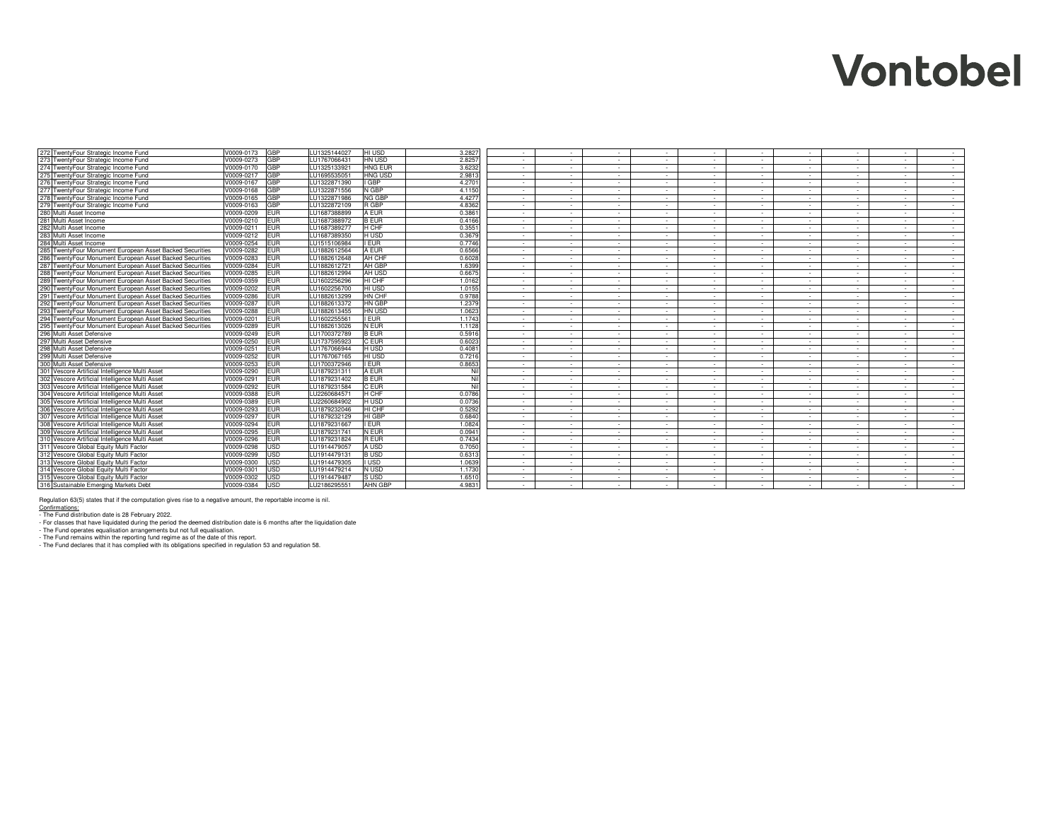# Vontobel

| | | | | | | | | | | | | | | | | | |
|---|---|---|---|---|---|---|---|---|---|---|---|---|---|---|---|---|---|
| 272 | TwentyFour Strategic Income Fund | V0009-0173 | GBP | LU1325144027 | HI USD | 3.2827 | - | - | - | - | - | - | - | - | - | - |
| 273 | TwentyFour Strategic Income Fund | V0009-0273 | GBP | LU1767066431 | HN USD | 2.8257 | - | - | - | - | - | - | - | - | - | - |
| 274 | TwentyFour Strategic Income Fund | V0009-0170 | GBP | LU1325133921 | HNG EUR | 3.6232 | - | - | - | - | - | - | - | - | - | - |
| 275 | TwentyFour Strategic Income Fund | V0009-0217 | GBP | LU1695535051 | HNG USD | 2.9813 | - | - | - | - | - | - | - | - | - | - |
| 276 | TwentyFour Strategic Income Fund | V0009-0167 | GBP | LU1322871390 | I GBP | 4.2701 | - | - | - | - | - | - | - | - | - | - |
| 277 | TwentyFour Strategic Income Fund | V0009-0168 | GBP | LU1322871556 | N GBP | 4.1150 | - | - | - | - | - | - | - | - | - | - |
| 278 | TwentyFour Strategic Income Fund | V0009-0165 | GBP | LU1322871986 | NG GBP | 4.4277 | - | - | - | - | - | - | - | - | - | - |
| 279 | TwentyFour Strategic Income Fund | V0009-0163 | GBP | LU1322872109 | R GBP | 4.8362 | - | - | - | - | - | - | - | - | - | - |
| 280 | Multi Asset Income | V0009-0209 | EUR | LU1687388899 | A EUR | 0.3861 | - | - | - | - | - | - | - | - | - | - |
| 281 | Multi Asset Income | V0009-0210 | EUR | LU1687388972 | B EUR | 0.4166 | - | - | - | - | - | - | - | - | - | - |
| 282 | Multi Asset Income | V0009-0211 | EUR | LU1687389277 | H CHF | 0.3551 | - | - | - | - | - | - | - | - | - | - |
| 283 | Multi Asset Income | V0009-0212 | EUR | LU1687389350 | H USD | 0.3679 | - | - | - | - | - | - | - | - | - | - |
| 284 | Multi Asset Income | V0009-0254 | EUR | LU1515106984 | I EUR | 0.7746 | - | - | - | - | - | - | - | - | - | - |
| 285 | TwentyFour Monument European Asset Backed Securities | V0009-0282 | EUR | LU1882612564 | A EUR | 0.6566 | - | - | - | - | - | - | - | - | - | - |
| 286 | TwentyFour Monument European Asset Backed Securities | V0009-0283 | EUR | LU1882612648 | AH CHF | 0.6028 | - | - | - | - | - | - | - | - | - | - |
| 287 | TwentyFour Monument European Asset Backed Securities | V0009-0284 | EUR | LU1882612721 | AH GBP | 1.6399 | - | - | - | - | - | - | - | - | - | - |
| 288 | TwentyFour Monument European Asset Backed Securities | V0009-0285 | EUR | LU1882612994 | AH USD | 0.6675 | - | - | - | - | - | - | - | - | - | - |
| 289 | TwentyFour Monument European Asset Backed Securities | V0009-0359 | EUR | LU1602256296 | HI CHF | 1.0162 | - | - | - | - | - | - | - | - | - | - |
| 290 | TwentyFour Monument European Asset Backed Securities | V0009-0202 | EUR | LU1602256700 | HI USD | 1.0155 | - | - | - | - | - | - | - | - | - | - |
| 291 | TwentyFour Monument European Asset Backed Securities | V0009-0286 | EUR | LU1882613299 | HN CHF | 0.9788 | - | - | - | - | - | - | - | - | - | - |
| 292 | TwentyFour Monument European Asset Backed Securities | V0009-0287 | EUR | LU1882613372 | HN GBP | 1.2379 | - | - | - | - | - | - | - | - | - | - |
| 293 | TwentyFour Monument European Asset Backed Securities | V0009-0288 | EUR | LU1882613455 | HN USD | 1.0623 | - | - | - | - | - | - | - | - | - | - |
| 294 | TwentyFour Monument European Asset Backed Securities | V0009-0201 | EUR | LU1602255561 | I EUR | 1.1743 | - | - | - | - | - | - | - | - | - | - |
| 295 | TwentyFour Monument European Asset Backed Securities | V0009-0289 | EUR | LU1882613026 | N EUR | 1.1128 | - | - | - | - | - | - | - | - | - | - |
| 296 | Multi Asset Defensive | V0009-0249 | EUR | LU1700372789 | B EUR | 0.5916 | - | - | - | - | - | - | - | - | - | - |
| 297 | Multi Asset Defensive | V0009-0250 | EUR | LU1737595923 | C EUR | 0.6023 | - | - | - | - | - | - | - | - | - | - |
| 298 | Multi Asset Defensive | V0009-0251 | EUR | LU1767066944 | H USD | 0.4081 | - | - | - | - | - | - | - | - | - | - |
| 299 | Multi Asset Defensive | V0009-0252 | EUR | LU1767067165 | HI USD | 0.7216 | - | - | - | - | - | - | - | - | - | - |
| 300 | Multi Asset Defensive | V0009-0253 | EUR | LU1700372946 | I EUR | 0.8653 | - | - | - | - | - | - | - | - | - | - |
| 301 | Vescore Artificial Intelligence Multi Asset | V0009-0290 | EUR | LU1879231311 | A EUR | Nil | - | - | - | - | - | - | - | - | - | - |
| 302 | Vescore Artificial Intelligence Multi Asset | V0009-0291 | EUR | LU1879231402 | B EUR | Nil | - | - | - | - | - | - | - | - | - | - |
| 303 | Vescore Artificial Intelligence Multi Asset | V0009-0292 | EUR | LU1879231584 | C EUR | Nil | - | - | - | - | - | - | - | - | - | - |
| 304 | Vescore Artificial Intelligence Multi Asset | V0009-0388 | EUR | LU2260684571 | H CHF | 0.0786 | - | - | - | - | - | - | - | - | - | - |
| 305 | Vescore Artificial Intelligence Multi Asset | V0009-0389 | EUR | LU2260684902 | H USD | 0.0736 | - | - | - | - | - | - | - | - | - | - |
| 306 | Vescore Artificial Intelligence Multi Asset | V0009-0293 | EUR | LU1879232046 | HI CHF | 0.5292 | - | - | - | - | - | - | - | - | - | - |
| 307 | Vescore Artificial Intelligence Multi Asset | V0009-0297 | EUR | LU1879232129 | HI GBP | 0.6840 | - | - | - | - | - | - | - | - | - | - |
| 308 | Vescore Artificial Intelligence Multi Asset | V0009-0294 | EUR | LU1879231667 | I EUR | 1.0824 | - | - | - | - | - | - | - | - | - | - |
| 309 | Vescore Artificial Intelligence Multi Asset | V0009-0295 | EUR | LU1879231741 | N EUR | 0.0941 | - | - | - | - | - | - | - | - | - | - |
| 310 | Vescore Artificial Intelligence Multi Asset | V0009-0296 | EUR | LU1879231824 | R EUR | 0.7434 | - | - | - | - | - | - | - | - | - | - |
| 311 | Vescore Global Equity Multi Factor | V0009-0298 | USD | LU1914479057 | A USD | 0.7050 | - | - | - | - | - | - | - | - | - | - |
| 312 | Vescore Global Equity Multi Factor | V0009-0299 | USD | LU1914479131 | B USD | 0.6313 | - | - | - | - | - | - | - | - | - | - |
| 313 | Vescore Global Equity Multi Factor | V0009-0300 | USD | LU1914479305 | I USD | 1.0639 | - | - | - | - | - | - | - | - | - | - |
| 314 | Vescore Global Equity Multi Factor | V0009-0301 | USD | LU1914479214 | N USD | 1.1730 | - | - | - | - | - | - | - | - | - | - |
| 315 | Vescore Global Equity Multi Factor | V0009-0302 | USD | LU1914479487 | S USD | 1.6510 | - | - | - | - | - | - | - | - | - | - |
| 316 | Sustainable Emerging Markets Debt | V0009-0384 | USD | LU2186295551 | AHN GBP | 4.9831 | - | - | - | - | - | - | - | - | - | - |

Regulation 63(5) states that if the computation gives rise to a negative amount, the reportable income is nil.

Confirmations:

- The Fund distribution date is 28 February 2022.
- For classes that have liquidated during the period the deemed distribution date is 6 months after the liquidation date
- The Fund operates equalisation arrangements but not full equalisation.
- The Fund remains within the reporting fund regime as of the date of this report.
- The Fund declares that it has complied with its obligations specified in regulation 53 and regulation 58.